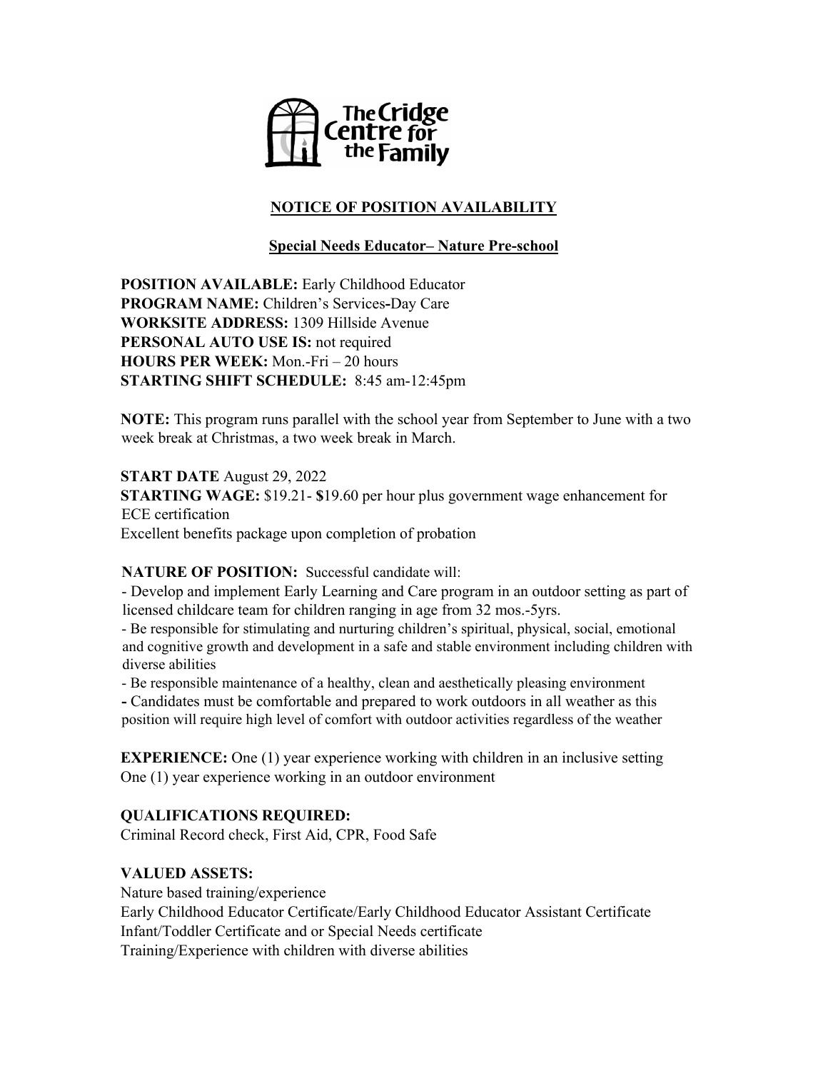The Cridge Centre for the Family

# NOTICE OF POSITION AVAILABILITY

## Special Needs Educator– Nature Pre-school

**POSITION AVAILABLE:** Early Childhood Educator
**PROGRAM NAME:** Children's Services-Day Care
**WORKSITE ADDRESS:** 1309 Hillside Avenue
**PERSONAL AUTO USE IS:** not required
**HOURS PER WEEK:** Mon.-Fri – 20 hours
**STARTING SHIFT SCHEDULE:** 8:45 am-12:45pm

**NOTE:** This program runs parallel with the school year from September to June with a two week break at Christmas, a two week break in March.

**START DATE** August 29, 2022
**STARTING WAGE:** $19.21- $19.60 per hour plus government wage enhancement for ECE certification
Excellent benefits package upon completion of probation

**NATURE OF POSITION:** Successful candidate will:

- Develop and implement Early Learning and Care program in an outdoor setting as part of licensed childcare team for children ranging in age from 32 mos.-5yrs.
- Be responsible for stimulating and nurturing children's spiritual, physical, social, emotional and cognitive growth and development in a safe and stable environment including children with diverse abilities
- Be responsible maintenance of a healthy, clean and aesthetically pleasing environment
- Candidates must be comfortable and prepared to work outdoors in all weather as this position will require high level of comfort with outdoor activities regardless of the weather

**EXPERIENCE:** One (1) year experience working with children in an inclusive setting
One (1) year experience working in an outdoor environment

**QUALIFICATIONS REQUIRED:**
Criminal Record check, First Aid, CPR, Food Safe

**VALUED ASSETS:**
Nature based training/experience
Early Childhood Educator Certificate/Early Childhood Educator Assistant Certificate
Infant/Toddler Certificate and or Special Needs certificate
Training/Experience with children with diverse abilities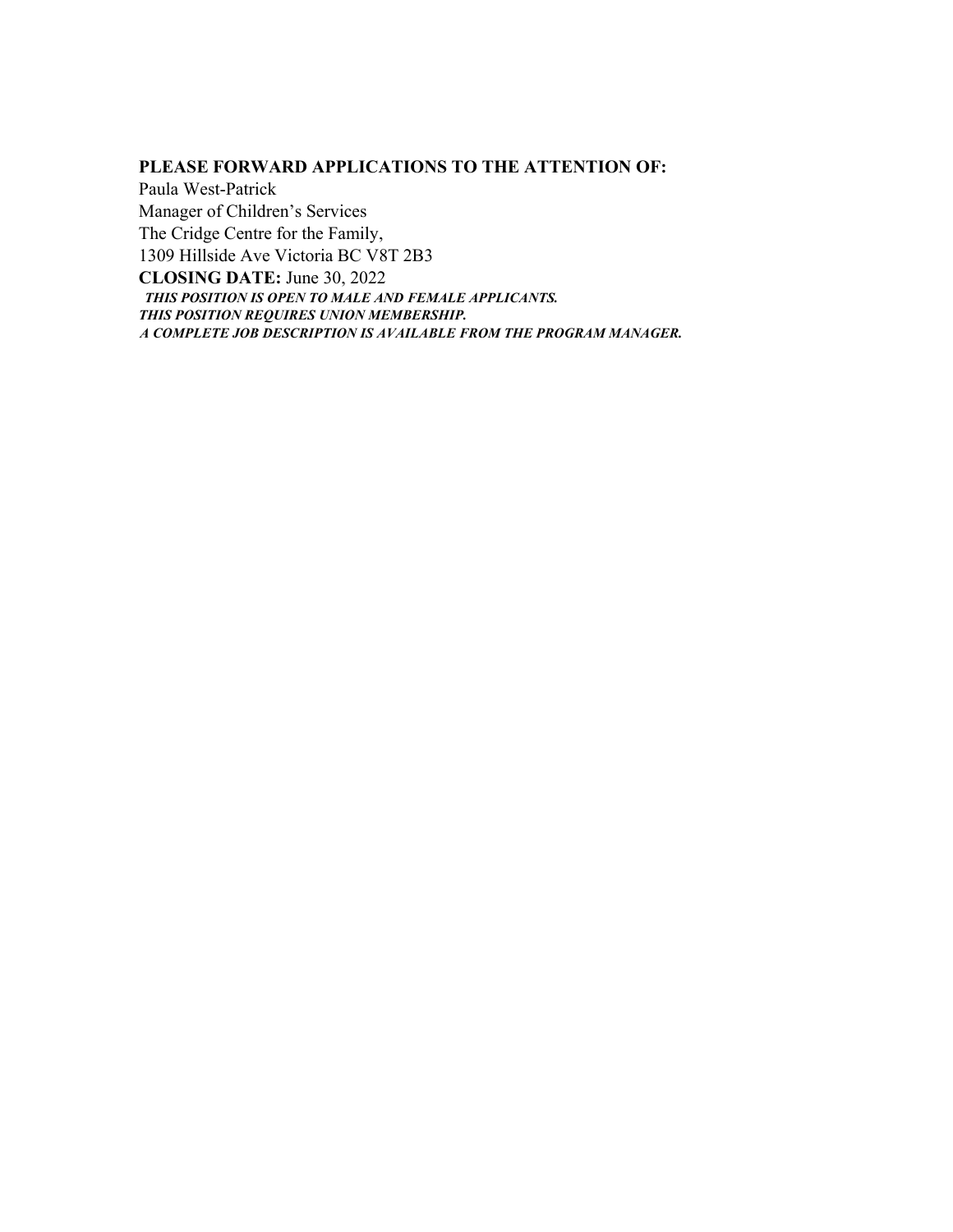**PLEASE FORWARD APPLICATIONS TO THE ATTENTION OF:**

Paula West-Patrick
Manager of Children's Services
The Cridge Centre for the Family,
1309 Hillside Ave Victoria BC V8T 2B3

**CLOSING DATE:** June 30, 2022

***THIS POSITION IS OPEN TO MALE AND FEMALE APPLICANTS.***
***THIS POSITION REQUIRES UNION MEMBERSHIP.***
***A COMPLETE JOB DESCRIPTION IS AVAILABLE FROM THE PROGRAM MANAGER.***